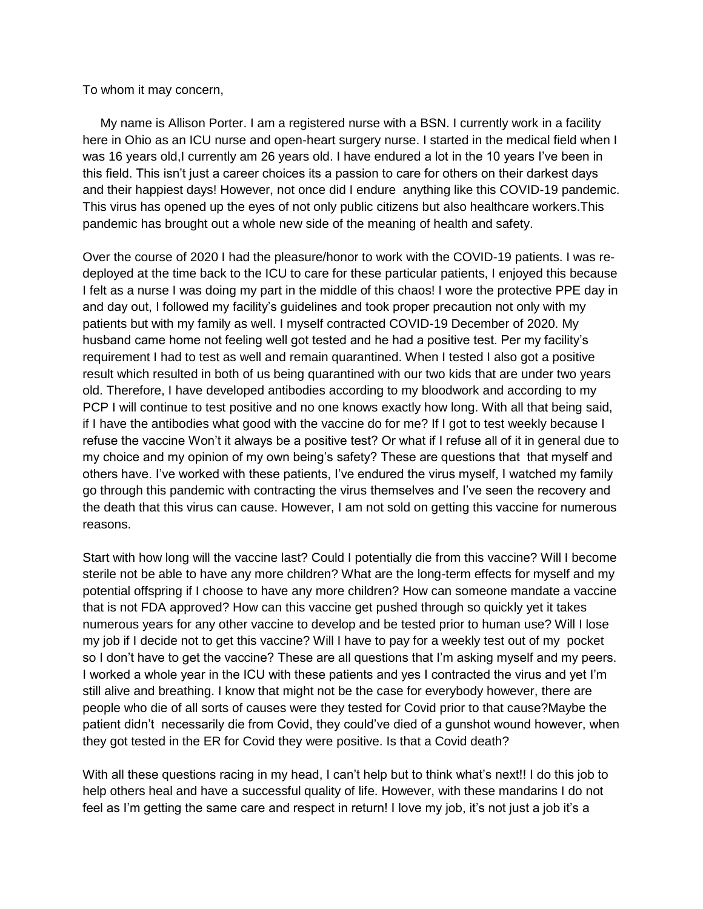To whom it may concern,

My name is Allison Porter. I am a registered nurse with a BSN. I currently work in a facility here in Ohio as an ICU nurse and open-heart surgery nurse. I started in the medical field when I was 16 years old,I currently am 26 years old. I have endured a lot in the 10 years I've been in this field. This isn't just a career choices its a passion to care for others on their darkest days and their happiest days! However, not once did I endure anything like this COVID-19 pandemic. This virus has opened up the eyes of not only public citizens but also healthcare workers.This pandemic has brought out a whole new side of the meaning of health and safety.

Over the course of 2020 I had the pleasure/honor to work with the COVID-19 patients. I was re-deployed at the time back to the ICU to care for these particular patients, I enjoyed this because I felt as a nurse I was doing my part in the middle of this chaos! I wore the protective PPE day in and day out, I followed my facility's guidelines and took proper precaution not only with my patients but with my family as well. I myself contracted COVID-19 December of 2020. My husband came home not feeling well got tested and he had a positive test. Per my facility's requirement I had to test as well and remain quarantined. When I tested I also got a positive result which resulted in both of us being quarantined with our two kids that are under two years old. Therefore, I have developed antibodies according to my bloodwork and according to my PCP I will continue to test positive and no one knows exactly how long. With all that being said, if I have the antibodies what good with the vaccine do for me? If I got to test weekly because I refuse the vaccine Won't it always be a positive test? Or what if I refuse all of it in general due to my choice and my opinion of my own being's safety? These are questions that that myself and others have. I've worked with these patients, I've endured the virus myself, I watched my family go through this pandemic with contracting the virus themselves and I've seen the recovery and the death that this virus can cause. However, I am not sold on getting this vaccine for numerous reasons.

Start with how long will the vaccine last? Could I potentially die from this vaccine? Will I become sterile not be able to have any more children? What are the long-term effects for myself and my potential offspring if I choose to have any more children? How can someone mandate a vaccine that is not FDA approved? How can this vaccine get pushed through so quickly yet it takes numerous years for any other vaccine to develop and be tested prior to human use? Will I lose my job if I decide not to get this vaccine? Will I have to pay for a weekly test out of my pocket so I don't have to get the vaccine? These are all questions that I'm asking myself and my peers. I worked a whole year in the ICU with these patients and yes I contracted the virus and yet I'm still alive and breathing. I know that might not be the case for everybody however, there are people who die of all sorts of causes were they tested for Covid prior to that cause?Maybe the patient didn't necessarily die from Covid, they could've died of a gunshot wound however, when they got tested in the ER for Covid they were positive. Is that a Covid death?

With all these questions racing in my head, I can't help but to think what's next!! I do this job to help others heal and have a successful quality of life. However, with these mandarins I do not feel as I'm getting the same care and respect in return! I love my job, it's not just a job it's a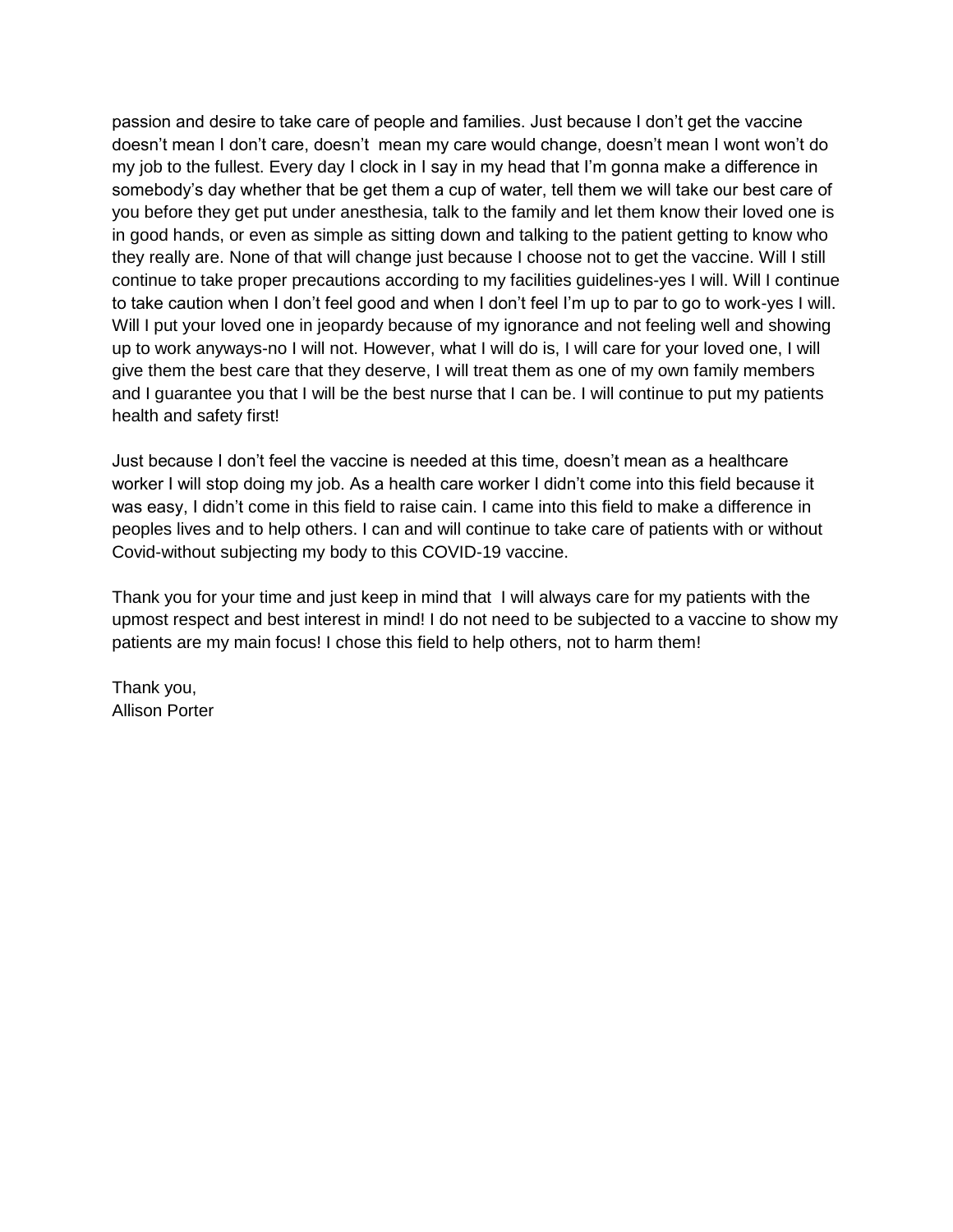passion and desire to take care of people and families. Just because I don't get the vaccine doesn't mean I don't care, doesn't  mean my care would change, doesn't mean I wont won't do my job to the fullest. Every day I clock in I say in my head that I'm gonna make a difference in somebody's day whether that be get them a cup of water, tell them we will take our best care of you before they get put under anesthesia, talk to the family and let them know their loved one is in good hands, or even as simple as sitting down and talking to the patient getting to know who they really are. None of that will change just because I choose not to get the vaccine. Will I still continue to take proper precautions according to my facilities guidelines-yes I will. Will I continue to take caution when I don't feel good and when I don't feel I'm up to par to go to work-yes I will. Will I put your loved one in jeopardy because of my ignorance and not feeling well and showing up to work anyways-no I will not. However, what I will do is, I will care for your loved one, I will give them the best care that they deserve, I will treat them as one of my own family members and I guarantee you that I will be the best nurse that I can be. I will continue to put my patients health and safety first!

Just because I don't feel the vaccine is needed at this time, doesn't mean as a healthcare worker I will stop doing my job. As a health care worker I didn't come into this field because it was easy, I didn't come in this field to raise cain. I came into this field to make a difference in peoples lives and to help others. I can and will continue to take care of patients with or without Covid-without subjecting my body to this COVID-19 vaccine.

Thank you for your time and just keep in mind that  I will always care for my patients with the upmost respect and best interest in mind! I do not need to be subjected to a vaccine to show my patients are my main focus! I chose this field to help others, not to harm them!

Thank you,
Allison Porter